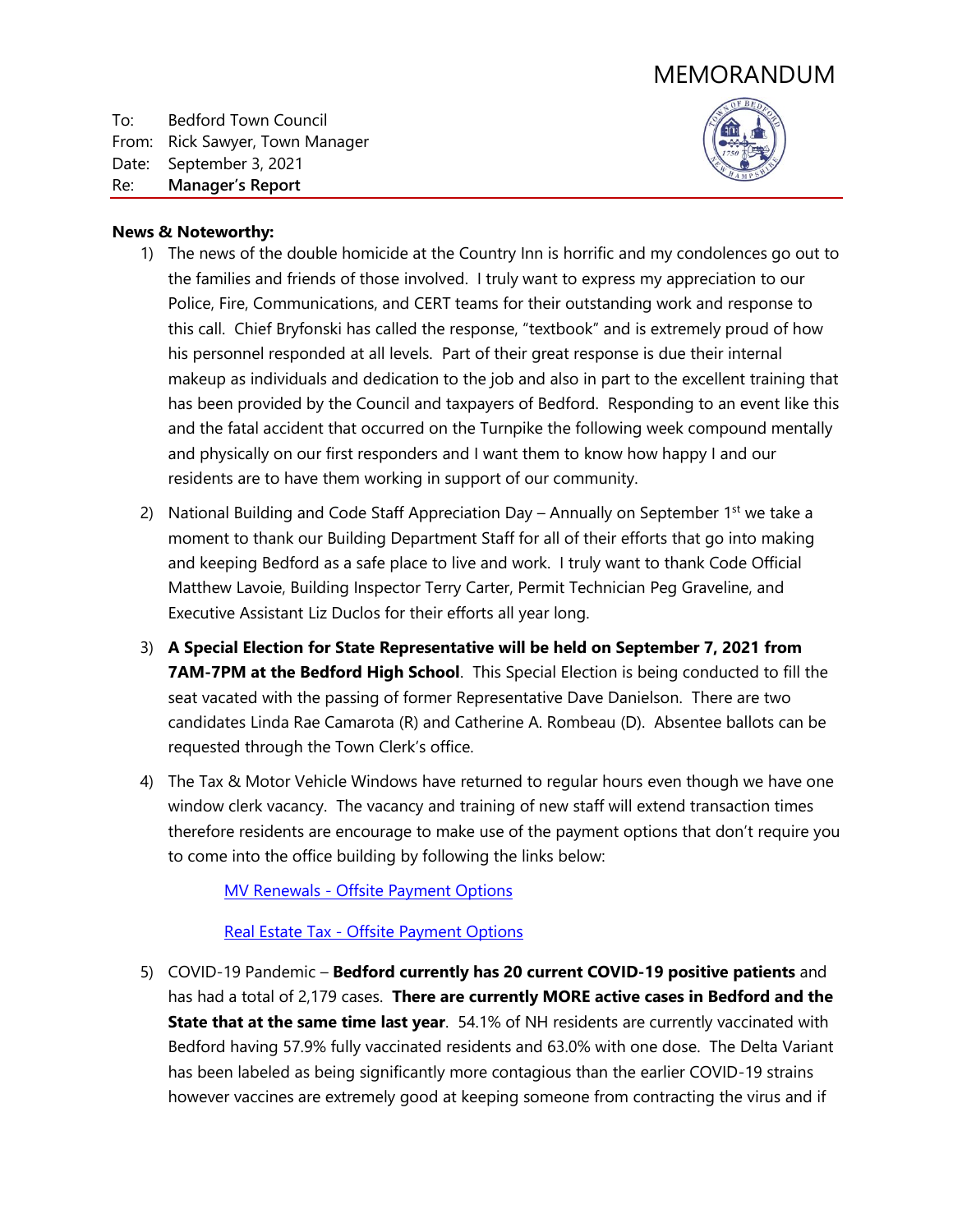# MEMORANDUM

To: Bedford Town Council
From: Rick Sawyer, Town Manager
Date: September 3, 2021
Re: **Manager's Report**

**News & Noteworthy:**

1) The news of the double homicide at the Country Inn is horrific and my condolences go out to the families and friends of those involved. I truly want to express my appreciation to our Police, Fire, Communications, and CERT teams for their outstanding work and response to this call. Chief Bryfonski has called the response, "textbook" and is extremely proud of how his personnel responded at all levels. Part of their great response is due their internal makeup as individuals and dedication to the job and also in part to the excellent training that has been provided by the Council and taxpayers of Bedford. Responding to an event like this and the fatal accident that occurred on the Turnpike the following week compound mentally and physically on our first responders and I want them to know how happy I and our residents are to have them working in support of our community.

2) National Building and Code Staff Appreciation Day – Annually on September 1st we take a moment to thank our Building Department Staff for all of their efforts that go into making and keeping Bedford as a safe place to live and work. I truly want to thank Code Official Matthew Lavoie, Building Inspector Terry Carter, Permit Technician Peg Graveline, and Executive Assistant Liz Duclos for their efforts all year long.

3) **A Special Election for State Representative will be held on September 7, 2021 from 7AM-7PM at the Bedford High School**. This Special Election is being conducted to fill the seat vacated with the passing of former Representative Dave Danielson. There are two candidates Linda Rae Camarota (R) and Catherine A. Rombeau (D). Absentee ballots can be requested through the Town Clerk's office.

4) The Tax & Motor Vehicle Windows have returned to regular hours even though we have one window clerk vacancy. The vacancy and training of new staff will extend transaction times therefore residents are encourage to make use of the payment options that don't require you to come into the office building by following the links below:

   MV Renewals - Offsite Payment Options

   Real Estate Tax - Offsite Payment Options

5) COVID-19 Pandemic – **Bedford currently has 20 current COVID-19 positive patients** and has had a total of 2,179 cases. **There are currently MORE active cases in Bedford and the State that at the same time last year**. 54.1% of NH residents are currently vaccinated with Bedford having 57.9% fully vaccinated residents and 63.0% with one dose. The Delta Variant has been labeled as being significantly more contagious than the earlier COVID-19 strains however vaccines are extremely good at keeping someone from contracting the virus and if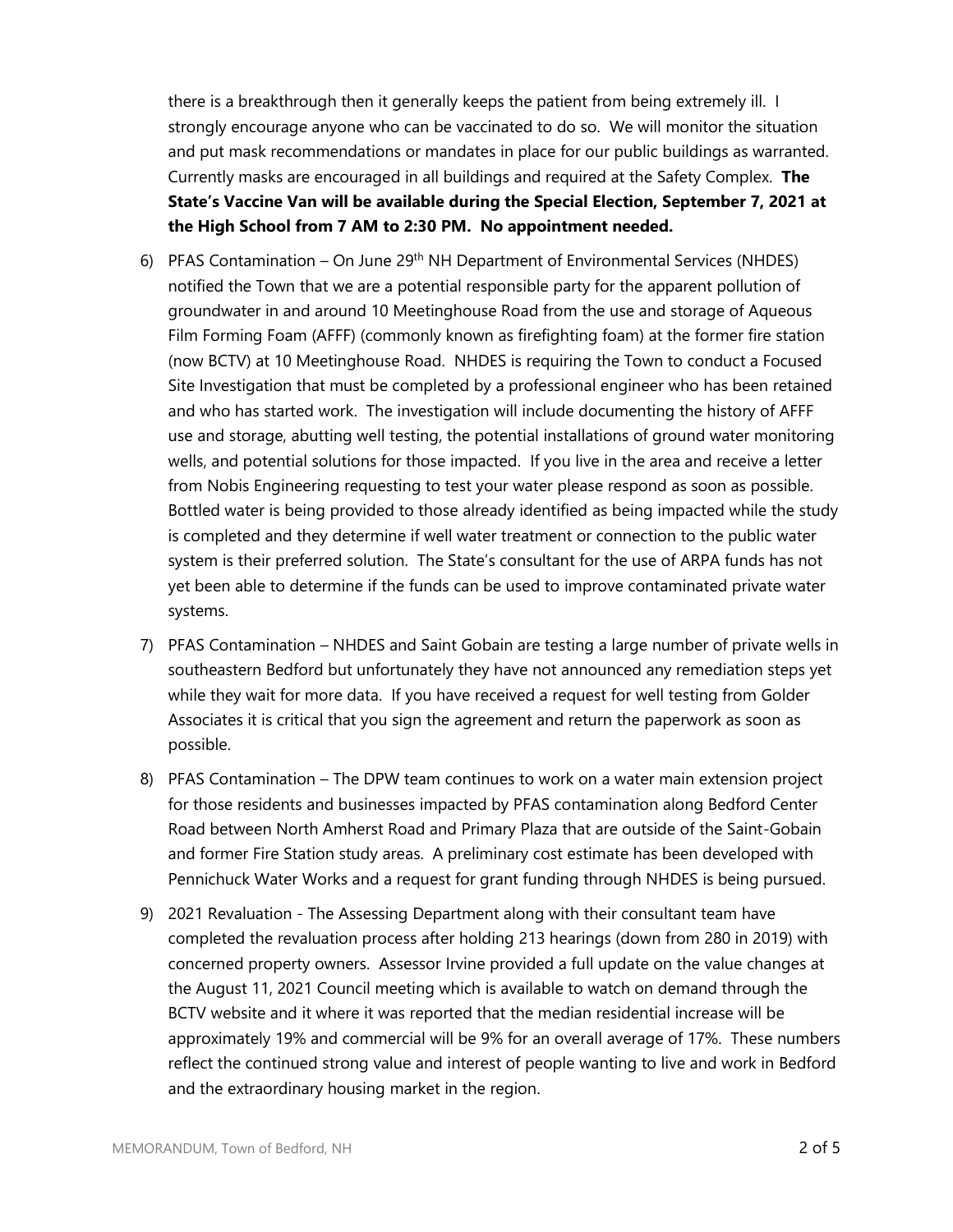there is a breakthrough then it generally keeps the patient from being extremely ill. I strongly encourage anyone who can be vaccinated to do so. We will monitor the situation and put mask recommendations or mandates in place for our public buildings as warranted. Currently masks are encouraged in all buildings and required at the Safety Complex. **The State's Vaccine Van will be available during the Special Election, September 7, 2021 at the High School from 7 AM to 2:30 PM. No appointment needed.**

6) PFAS Contamination – On June 29th NH Department of Environmental Services (NHDES) notified the Town that we are a potential responsible party for the apparent pollution of groundwater in and around 10 Meetinghouse Road from the use and storage of Aqueous Film Forming Foam (AFFF) (commonly known as firefighting foam) at the former fire station (now BCTV) at 10 Meetinghouse Road. NHDES is requiring the Town to conduct a Focused Site Investigation that must be completed by a professional engineer who has been retained and who has started work. The investigation will include documenting the history of AFFF use and storage, abutting well testing, the potential installations of ground water monitoring wells, and potential solutions for those impacted. If you live in the area and receive a letter from Nobis Engineering requesting to test your water please respond as soon as possible. Bottled water is being provided to those already identified as being impacted while the study is completed and they determine if well water treatment or connection to the public water system is their preferred solution. The State's consultant for the use of ARPA funds has not yet been able to determine if the funds can be used to improve contaminated private water systems.

7) PFAS Contamination – NHDES and Saint Gobain are testing a large number of private wells in southeastern Bedford but unfortunately they have not announced any remediation steps yet while they wait for more data. If you have received a request for well testing from Golder Associates it is critical that you sign the agreement and return the paperwork as soon as possible.

8) PFAS Contamination – The DPW team continues to work on a water main extension project for those residents and businesses impacted by PFAS contamination along Bedford Center Road between North Amherst Road and Primary Plaza that are outside of the Saint-Gobain and former Fire Station study areas. A preliminary cost estimate has been developed with Pennichuck Water Works and a request for grant funding through NHDES is being pursued.

9) 2021 Revaluation - The Assessing Department along with their consultant team have completed the revaluation process after holding 213 hearings (down from 280 in 2019) with concerned property owners. Assessor Irvine provided a full update on the value changes at the August 11, 2021 Council meeting which is available to watch on demand through the BCTV website and it where it was reported that the median residential increase will be approximately 19% and commercial will be 9% for an overall average of 17%. These numbers reflect the continued strong value and interest of people wanting to live and work in Bedford and the extraordinary housing market in the region.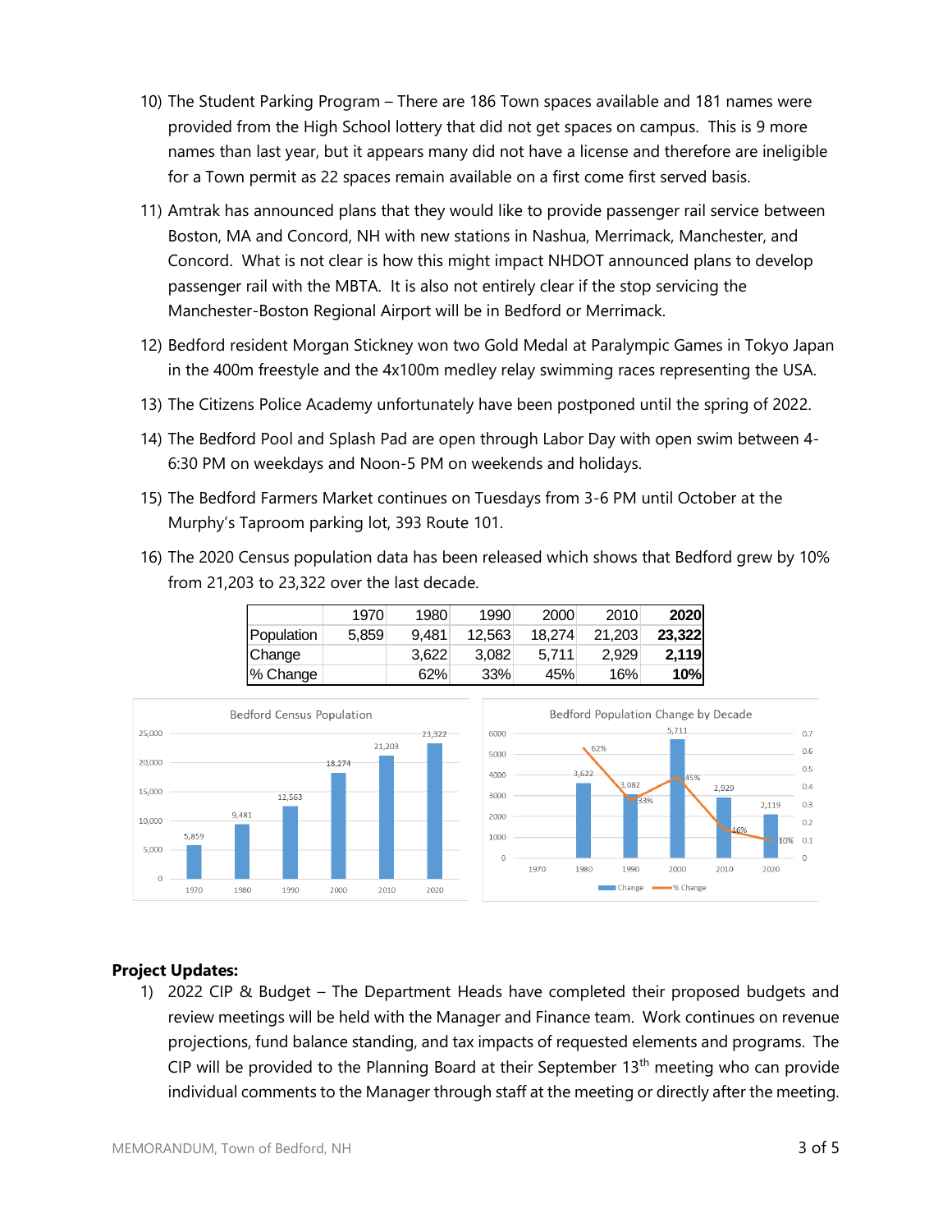10) The Student Parking Program – There are 186 Town spaces available and 181 names were provided from the High School lottery that did not get spaces on campus. This is 9 more names than last year, but it appears many did not have a license and therefore are ineligible for a Town permit as 22 spaces remain available on a first come first served basis.

11) Amtrak has announced plans that they would like to provide passenger rail service between Boston, MA and Concord, NH with new stations in Nashua, Merrimack, Manchester, and Concord. What is not clear is how this might impact NHDOT announced plans to develop passenger rail with the MBTA. It is also not entirely clear if the stop servicing the Manchester-Boston Regional Airport will be in Bedford or Merrimack.

12) Bedford resident Morgan Stickney won two Gold Medal at Paralympic Games in Tokyo Japan in the 400m freestyle and the 4x100m medley relay swimming races representing the USA.

13) The Citizens Police Academy unfortunately have been postponed until the spring of 2022.

14) The Bedford Pool and Splash Pad are open through Labor Day with open swim between 4-6:30 PM on weekdays and Noon-5 PM on weekends and holidays.

15) The Bedford Farmers Market continues on Tuesdays from 3-6 PM until October at the Murphy's Taproom parking lot, 393 Route 101.

16) The 2020 Census population data has been released which shows that Bedford grew by 10% from 21,203 to 23,322 over the last decade.

| | 1970 | 1980 | 1990 | 2000 | 2010 | **2020** |
|---|---|---|---|---|---|---|
| Population | 5,859 | 9,481 | 12,563 | 18,274 | 21,203 | **23,322** |
| Change | | 3,622 | 3,082 | 5,711 | 2,929 | **2,119** |
| % Change | | 62% | 33% | 45% | 16% | **10%** |

Bedford Census Population

| | 1970 | 1980 | 1990 | 2000 | 2010 | 2020 |
|---|---|---|---|---|---|---|
| Population | 5,859 | 9,481 | 12,563 | 18,274 | 21,203 | 23,322 |

Bedford Population Change by Decade

| | 1970 | 1980 | 1990 | 2000 | 2010 | 2020 |
|---|---|---|---|---|---|---|
| Change | | 3,622 | 3,082 | 5,711 | 2,929 | 2,119 |
| % Change | | 62% | 33% | 45% | 16% | 10% |

**Project Updates:**

1) 2022 CIP & Budget – The Department Heads have completed their proposed budgets and review meetings will be held with the Manager and Finance team. Work continues on revenue projections, fund balance standing, and tax impacts of requested elements and programs. The CIP will be provided to the Planning Board at their September 13th meeting who can provide individual comments to the Manager through staff at the meeting or directly after the meeting.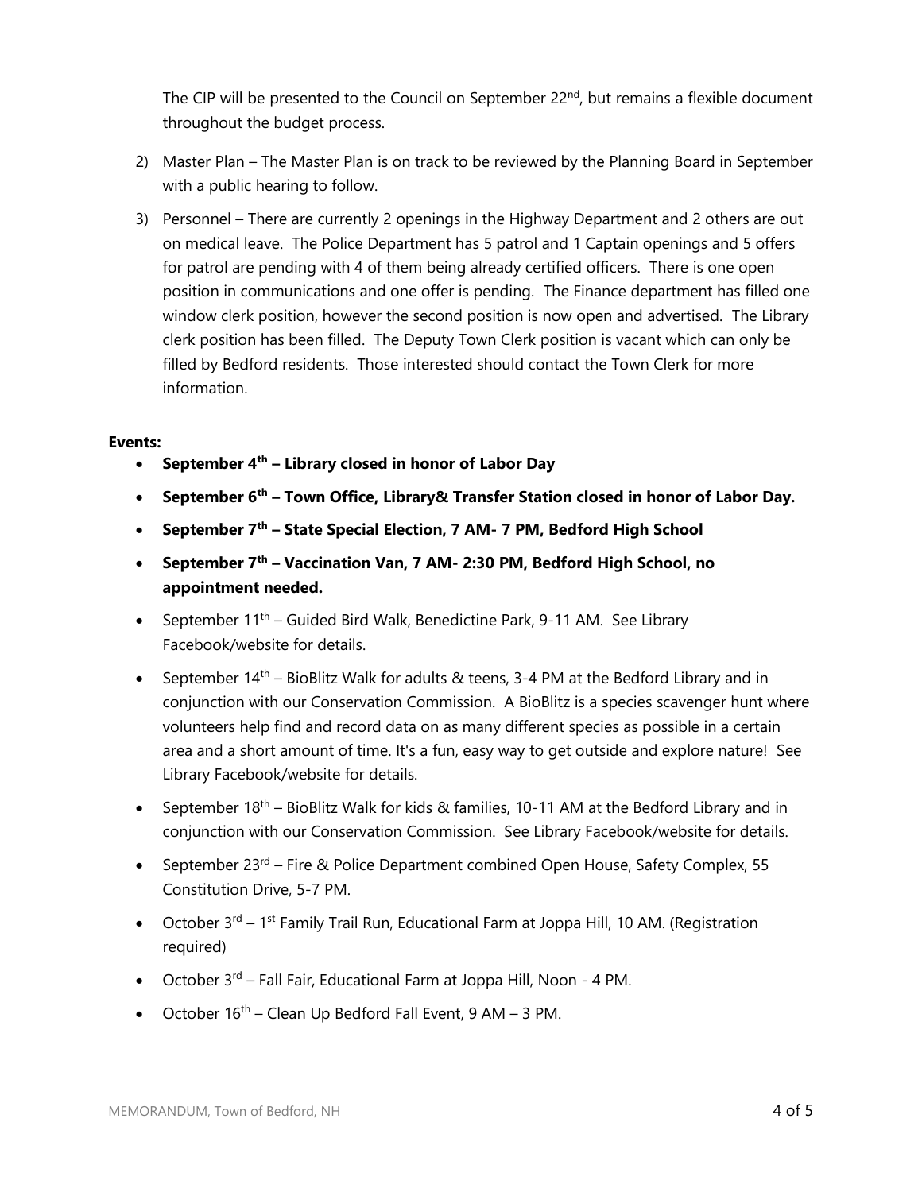The CIP will be presented to the Council on September 22nd, but remains a flexible document throughout the budget process.

2) Master Plan – The Master Plan is on track to be reviewed by the Planning Board in September with a public hearing to follow.

3) Personnel – There are currently 2 openings in the Highway Department and 2 others are out on medical leave. The Police Department has 5 patrol and 1 Captain openings and 5 offers for patrol are pending with 4 of them being already certified officers. There is one open position in communications and one offer is pending. The Finance department has filled one window clerk position, however the second position is now open and advertised. The Library clerk position has been filled. The Deputy Town Clerk position is vacant which can only be filled by Bedford residents. Those interested should contact the Town Clerk for more information.

**Events:**

- **September 4th – Library closed in honor of Labor Day**
- **September 6th – Town Office, Library& Transfer Station closed in honor of Labor Day.**
- **September 7th – State Special Election, 7 AM- 7 PM, Bedford High School**
- **September 7th – Vaccination Van, 7 AM- 2:30 PM, Bedford High School, no appointment needed.**
- September 11th – Guided Bird Walk, Benedictine Park, 9-11 AM. See Library Facebook/website for details.
- September 14th – BioBlitz Walk for adults & teens, 3-4 PM at the Bedford Library and in conjunction with our Conservation Commission. A BioBlitz is a species scavenger hunt where volunteers help find and record data on as many different species as possible in a certain area and a short amount of time. It's a fun, easy way to get outside and explore nature! See Library Facebook/website for details.
- September 18th – BioBlitz Walk for kids & families, 10-11 AM at the Bedford Library and in conjunction with our Conservation Commission. See Library Facebook/website for details.
- September 23rd – Fire & Police Department combined Open House, Safety Complex, 55 Constitution Drive, 5-7 PM.
- October 3rd – 1st Family Trail Run, Educational Farm at Joppa Hill, 10 AM. (Registration required)
- October 3rd – Fall Fair, Educational Farm at Joppa Hill, Noon - 4 PM.
- October 16th – Clean Up Bedford Fall Event, 9 AM – 3 PM.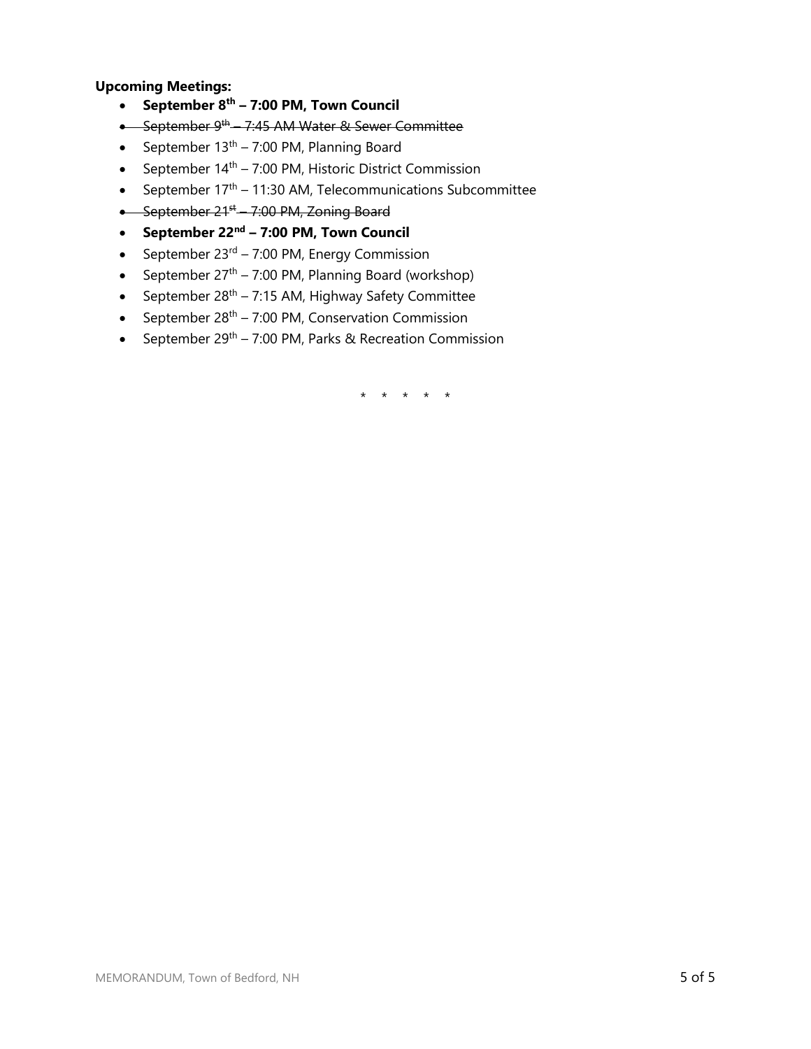**Upcoming Meetings:**

- **September 8th – 7:00 PM, Town Council**
- ~~September 9th – 7:45 AM Water & Sewer Committee~~
- September 13th – 7:00 PM, Planning Board
- September 14th – 7:00 PM, Historic District Commission
- September 17th – 11:30 AM, Telecommunications Subcommittee
- ~~September 21st – 7:00 PM, Zoning Board~~
- **September 22nd – 7:00 PM, Town Council**
- September 23rd – 7:00 PM, Energy Commission
- September 27th – 7:00 PM, Planning Board (workshop)
- September 28th – 7:15 AM, Highway Safety Committee
- September 28th – 7:00 PM, Conservation Commission
- September 29th – 7:00 PM, Parks & Recreation Commission

\* \* \* \* \*